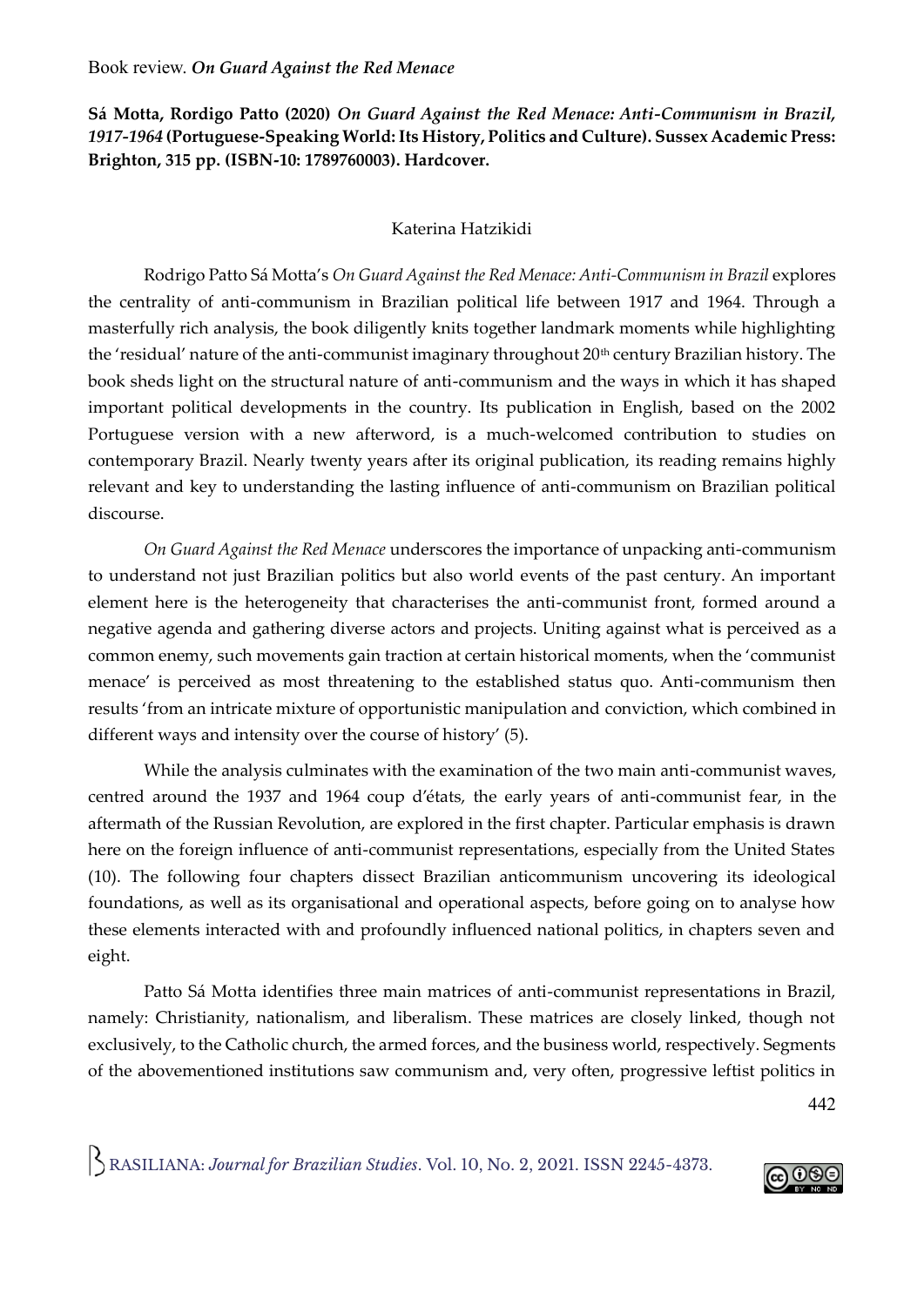**Sá Motta, Rordigo Patto (2020)** ***On Guard Against the Red Menace: Anti-Communism in Brazil, 1917-1964*** **(Portuguese-Speaking World: Its History, Politics and Culture). Sussex Academic Press: Brighton, 315 pp. (ISBN-10: 1789760003). Hardcover.**

Katerina Hatzikidi

Rodrigo Patto Sá Motta's *On Guard Against the Red Menace: Anti-Communism in Brazil* explores the centrality of anti-communism in Brazilian political life between 1917 and 1964. Through a masterfully rich analysis, the book diligently knits together landmark moments while highlighting the 'residual' nature of the anti-communist imaginary throughout 20th century Brazilian history. The book sheds light on the structural nature of anti-communism and the ways in which it has shaped important political developments in the country. Its publication in English, based on the 2002 Portuguese version with a new afterword, is a much-welcomed contribution to studies on contemporary Brazil. Nearly twenty years after its original publication, its reading remains highly relevant and key to understanding the lasting influence of anti-communism on Brazilian political discourse.

*On Guard Against the Red Menace* underscores the importance of unpacking anti-communism to understand not just Brazilian politics but also world events of the past century. An important element here is the heterogeneity that characterises the anti-communist front, formed around a negative agenda and gathering diverse actors and projects. Uniting against what is perceived as a common enemy, such movements gain traction at certain historical moments, when the 'communist menace' is perceived as most threatening to the established status quo. Anti-communism then results 'from an intricate mixture of opportunistic manipulation and conviction, which combined in different ways and intensity over the course of history' (5).

While the analysis culminates with the examination of the two main anti-communist waves, centred around the 1937 and 1964 coup d'états, the early years of anti-communist fear, in the aftermath of the Russian Revolution, are explored in the first chapter. Particular emphasis is drawn here on the foreign influence of anti-communist representations, especially from the United States (10). The following four chapters dissect Brazilian anticommunism uncovering its ideological foundations, as well as its organisational and operational aspects, before going on to analyse how these elements interacted with and profoundly influenced national politics, in chapters seven and eight.

Patto Sá Motta identifies three main matrices of anti-communist representations in Brazil, namely: Christianity, nationalism, and liberalism. These matrices are closely linked, though not exclusively, to the Catholic church, the armed forces, and the business world, respectively. Segments of the abovementioned institutions saw communism and, very often, progressive leftist politics in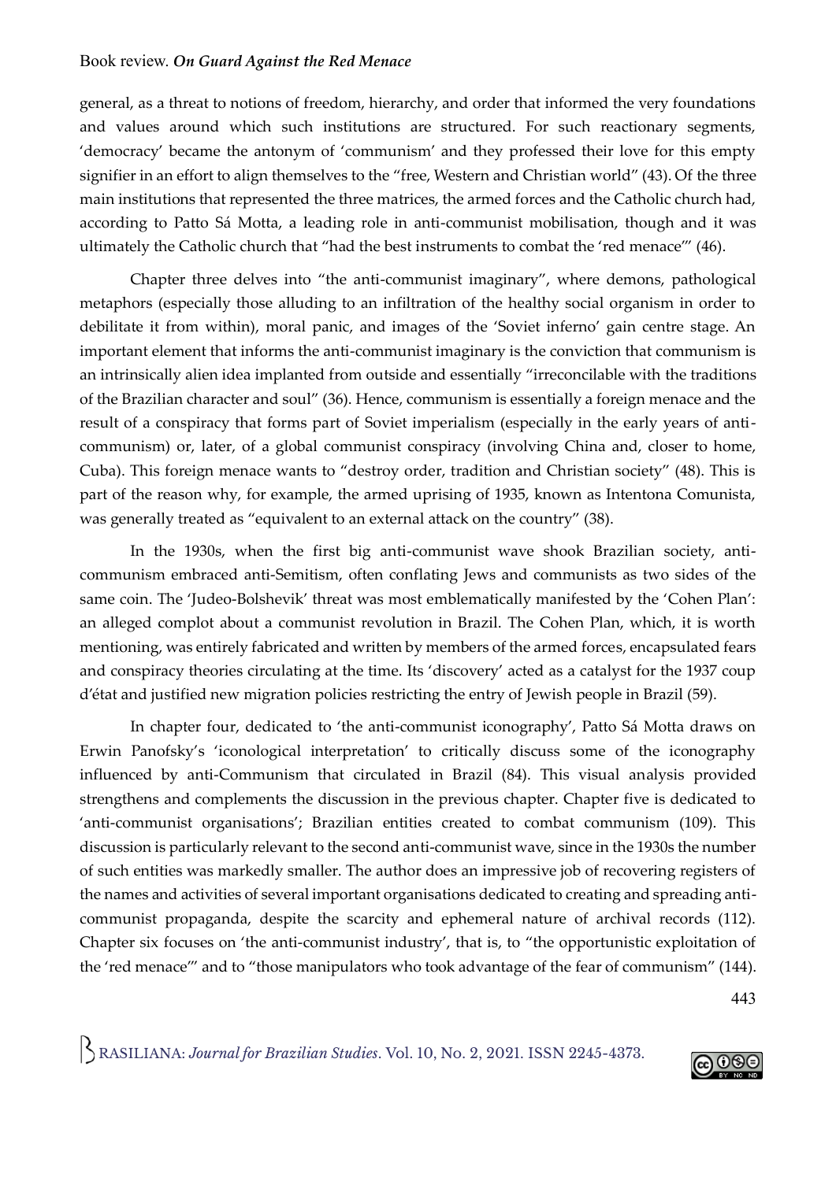general, as a threat to notions of freedom, hierarchy, and order that informed the very foundations and values around which such institutions are structured. For such reactionary segments, 'democracy' became the antonym of 'communism' and they professed their love for this empty signifier in an effort to align themselves to the "free, Western and Christian world" (43). Of the three main institutions that represented the three matrices, the armed forces and the Catholic church had, according to Patto Sá Motta, a leading role in anti-communist mobilisation, though and it was ultimately the Catholic church that "had the best instruments to combat the 'red menace'" (46).

Chapter three delves into "the anti-communist imaginary", where demons, pathological metaphors (especially those alluding to an infiltration of the healthy social organism in order to debilitate it from within), moral panic, and images of the 'Soviet inferno' gain centre stage. An important element that informs the anti-communist imaginary is the conviction that communism is an intrinsically alien idea implanted from outside and essentially "irreconcilable with the traditions of the Brazilian character and soul" (36). Hence, communism is essentially a foreign menace and the result of a conspiracy that forms part of Soviet imperialism (especially in the early years of anti-communism) or, later, of a global communist conspiracy (involving China and, closer to home, Cuba). This foreign menace wants to "destroy order, tradition and Christian society" (48). This is part of the reason why, for example, the armed uprising of 1935, known as Intentona Comunista, was generally treated as "equivalent to an external attack on the country" (38).

In the 1930s, when the first big anti-communist wave shook Brazilian society, anti-communism embraced anti-Semitism, often conflating Jews and communists as two sides of the same coin. The 'Judeo-Bolshevik' threat was most emblematically manifested by the 'Cohen Plan': an alleged complot about a communist revolution in Brazil. The Cohen Plan, which, it is worth mentioning, was entirely fabricated and written by members of the armed forces, encapsulated fears and conspiracy theories circulating at the time. Its 'discovery' acted as a catalyst for the 1937 coup d'état and justified new migration policies restricting the entry of Jewish people in Brazil (59).

In chapter four, dedicated to 'the anti-communist iconography', Patto Sá Motta draws on Erwin Panofsky's 'iconological interpretation' to critically discuss some of the iconography influenced by anti-Communism that circulated in Brazil (84). This visual analysis provided strengthens and complements the discussion in the previous chapter. Chapter five is dedicated to 'anti-communist organisations'; Brazilian entities created to combat communism (109). This discussion is particularly relevant to the second anti-communist wave, since in the 1930s the number of such entities was markedly smaller. The author does an impressive job of recovering registers of the names and activities of several important organisations dedicated to creating and spreading anti-communist propaganda, despite the scarcity and ephemeral nature of archival records (112). Chapter six focuses on 'the anti-communist industry', that is, to "the opportunistic exploitation of the 'red menace'" and to "those manipulators who took advantage of the fear of communism" (144).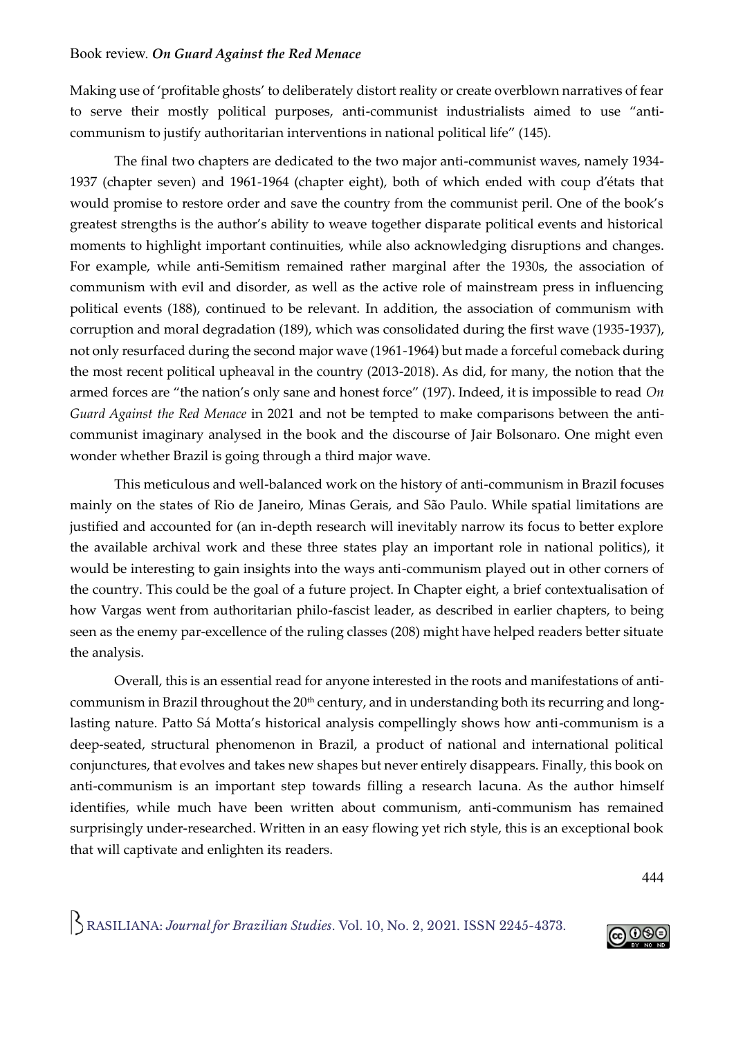Making use of 'profitable ghosts' to deliberately distort reality or create overblown narratives of fear to serve their mostly political purposes, anti-communist industrialists aimed to use "anti-communism to justify authoritarian interventions in national political life" (145).

The final two chapters are dedicated to the two major anti-communist waves, namely 1934-1937 (chapter seven) and 1961-1964 (chapter eight), both of which ended with coup d'états that would promise to restore order and save the country from the communist peril. One of the book's greatest strengths is the author's ability to weave together disparate political events and historical moments to highlight important continuities, while also acknowledging disruptions and changes. For example, while anti-Semitism remained rather marginal after the 1930s, the association of communism with evil and disorder, as well as the active role of mainstream press in influencing political events (188), continued to be relevant. In addition, the association of communism with corruption and moral degradation (189), which was consolidated during the first wave (1935-1937), not only resurfaced during the second major wave (1961-1964) but made a forceful comeback during the most recent political upheaval in the country (2013-2018). As did, for many, the notion that the armed forces are "the nation's only sane and honest force" (197). Indeed, it is impossible to read *On Guard Against the Red Menace* in 2021 and not be tempted to make comparisons between the anti-communist imaginary analysed in the book and the discourse of Jair Bolsonaro. One might even wonder whether Brazil is going through a third major wave.

This meticulous and well-balanced work on the history of anti-communism in Brazil focuses mainly on the states of Rio de Janeiro, Minas Gerais, and São Paulo. While spatial limitations are justified and accounted for (an in-depth research will inevitably narrow its focus to better explore the available archival work and these three states play an important role in national politics), it would be interesting to gain insights into the ways anti-communism played out in other corners of the country. This could be the goal of a future project. In Chapter eight, a brief contextualisation of how Vargas went from authoritarian philo-fascist leader, as described in earlier chapters, to being seen as the enemy par-excellence of the ruling classes (208) might have helped readers better situate the analysis.

Overall, this is an essential read for anyone interested in the roots and manifestations of anti-communism in Brazil throughout the 20th century, and in understanding both its recurring and long-lasting nature. Patto Sá Motta's historical analysis compellingly shows how anti-communism is a deep-seated, structural phenomenon in Brazil, a product of national and international political conjunctures, that evolves and takes new shapes but never entirely disappears. Finally, this book on anti-communism is an important step towards filling a research lacuna. As the author himself identifies, while much have been written about communism, anti-communism has remained surprisingly under-researched. Written in an easy flowing yet rich style, this is an exceptional book that will captivate and enlighten its readers.